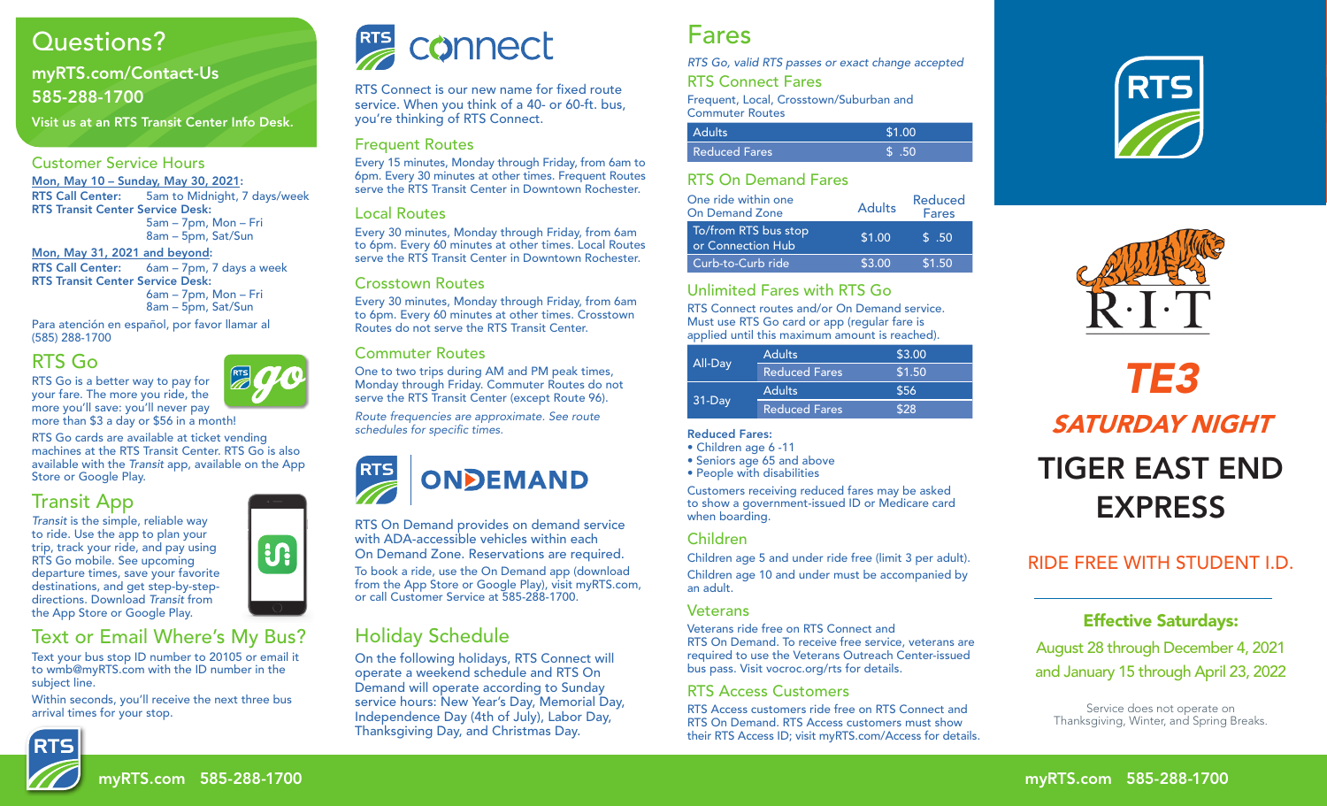## Questions?

**myRTS.com/Contact-Us**

**585-288-1700**

**Visit us at an RTS Transit Center Info Desk.**

### Customer Service Hours

**Mon, May 10 – Sunday, May 30, 2021:**

**RTS Call Center:** 5am to Midnight, 7 days/week

**RTS Transit Center Service Desk:**
5am – 7pm, Mon – Fri
8am – 5pm, Sat/Sun

**Mon, May 31, 2021 and beyond:**

**RTS Call Center:** 6am – 7pm, 7 days a week

**RTS Transit Center Service Desk:**
6am – 7pm, Mon – Fri
8am – 5pm, Sat/Sun

Para atención en español, por favor llamar al (585) 288-1700

### RTS Go

RTS Go is a better way to pay for your fare. The more you ride, the more you'll save: you'll never pay more than $3 a day or $56 in a month!

RTS Go cards are available at ticket vending machines at the RTS Transit Center. RTS Go is also available with the *Transit* app, available on the App Store or Google Play.

### Transit App

*Transit* is the simple, reliable way to ride. Use the app to plan your trip, track your ride, and pay using RTS Go mobile. See upcoming departure times, save your favorite destinations, and get step-by-step-directions. Download *Transit* from the App Store or Google Play.

### Text or Email Where's My Bus?

Text your bus stop ID number to 20105 or email it to wmb@myRTS.com with the ID number in the subject line.

Within seconds, you'll receive the next three bus arrival times for your stop.

## RTS connect

RTS Connect is our new name for fixed route service. When you think of a 40- or 60-ft. bus, you're thinking of RTS Connect.

### Frequent Routes

Every 15 minutes, Monday through Friday, from 6am to 6pm. Every 30 minutes at other times. Frequent Routes serve the RTS Transit Center in Downtown Rochester.

### Local Routes

Every 30 minutes, Monday through Friday, from 6am to 6pm. Every 60 minutes at other times. Local Routes serve the RTS Transit Center in Downtown Rochester.

### Crosstown Routes

Every 30 minutes, Monday through Friday, from 6am to 6pm. Every 60 minutes at other times. Crosstown Routes do not serve the RTS Transit Center.

### Commuter Routes

One to two trips during AM and PM peak times, Monday through Friday. Commuter Routes do not serve the RTS Transit Center (except Route 96).

*Route frequencies are approximate. See route schedules for specific times.*

## RTS ONDEMAND

RTS On Demand provides on demand service with ADA-accessible vehicles within each On Demand Zone. Reservations are required.

To book a ride, use the On Demand app (download from the App Store or Google Play), visit myRTS.com, or call Customer Service at 585-288-1700.

## Holiday Schedule

On the following holidays, RTS Connect will operate a weekend schedule and RTS On Demand will operate according to Sunday service hours: New Year's Day, Memorial Day, Independence Day (4th of July), Labor Day, Thanksgiving Day, and Christmas Day.

## Fares

*RTS Go, valid RTS passes or exact change accepted*

### RTS Connect Fares

Frequent, Local, Crosstown/Suburban and Commuter Routes

| | |
|---|---|
| Adults | $1.00 |
| Reduced Fares | $ .50 |

### RTS On Demand Fares

| One ride within one On Demand Zone | Adults | Reduced Fares |
|---|---|---|
| To/from RTS bus stop or Connection Hub | $1.00 | $ .50 |
| Curb-to-Curb ride | $3.00 | $1.50 |

### Unlimited Fares with RTS Go

RTS Connect routes and/or On Demand service. Must use RTS Go card or app (regular fare is applied until this maximum amount is reached).

| | | |
|---|---|---|
| All-Day | Adults | $3.00 |
| | Reduced Fares | $1.50 |
| 31-Day | Adults | $56 |
| | Reduced Fares | $28 |

**Reduced Fares:**

- Children age 6 -11
- Seniors age 65 and above
- People with disabilities

Customers receiving reduced fares may be asked to show a government-issued ID or Medicare card when boarding.

### Children

Children age 5 and under ride free (limit 3 per adult).

Children age 10 and under must be accompanied by an adult.

### Veterans

Veterans ride free on RTS Connect and RTS On Demand. To receive free service, veterans are required to use the Veterans Outreach Center-issued bus pass. Visit vocroc.org/rts for details.

### RTS Access Customers

RTS Access customers ride free on RTS Connect and RTS On Demand. RTS Access customers must show their RTS Access ID; visit myRTS.com/Access for details.

RTS

R·I·T

# TE3

## SATURDAY NIGHT

# TIGER EAST END EXPRESS

RIDE FREE WITH STUDENT I.D.

**Effective Saturdays:**

August 28 through December 4, 2021 and January 15 through April 23, 2022

Service does not operate on Thanksgiving, Winter, and Spring Breaks.

myRTS.com 585-288-1700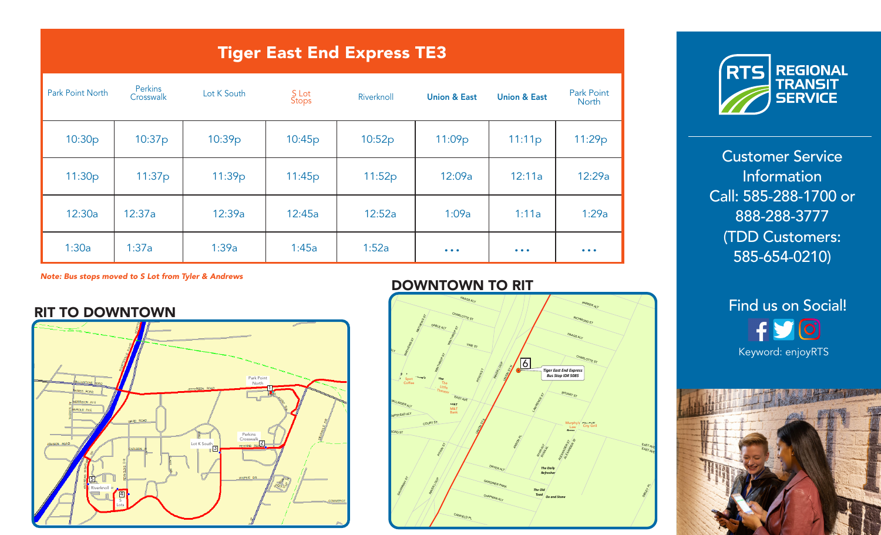# Tiger East End Express TE3

| Park Point North | Perkins Crosswalk | Lot K South | S Lot Stops | Riverknoll | Union & East | Union & East | Park Point North |
|---|---|---|---|---|---|---|---|
| 10:30p | 10:37p | 10:39p | 10:45p | 10:52p | 11:09p | 11:11p | 11:29p |
| 11:30p | 11:37p | 11:39p | 11:45p | 11:52p | 12:09a | 12:11a | 12:29a |
| 12:30a | 12:37a | 12:39a | 12:45a | 12:52a | 1:09a | 1:11a | 1:29a |
| 1:30a | 1:37a | 1:39a | 1:45a | 1:52a | ... | ... | ... |

*Note: Bus stops moved to S Lot from Tyler & Andrews*

## RIT TO DOWNTOWN

Park Point North
Perkins Crosswalk
Lot K South
Riverknoll
S Lots

## DOWNTOWN TO RIT

Tiger East End Express Bus Stop ID# 5085

RTS REGIONAL TRANSIT SERVICE

Customer Service Information
Call: 585-288-1700 or 888-288-3777
(TDD Customers: 585-654-0210)

Find us on Social!

Keyword: enjoyRTS